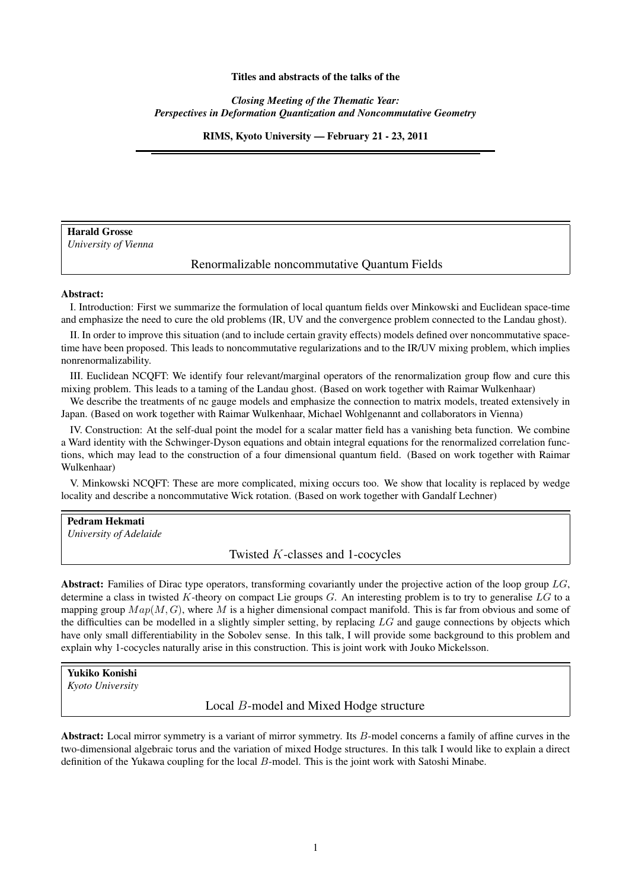**Titles and abstracts of the talks of the**

***Closing Meeting of the Thematic Year:***
***Perspectives in Deformation Quantization and Noncommutative Geometry***

**RIMS, Kyoto University — February 21 - 23, 2011**

---

**Harald Grosse**
*University of Vienna*

## Renormalizable noncommutative Quantum Fields

**Abstract:**

I. Introduction: First we summarize the formulation of local quantum fields over Minkowski and Euclidean space-time and emphasize the need to cure the old problems (IR, UV and the convergence problem connected to the Landau ghost).

II. In order to improve this situation (and to include certain gravity effects) models defined over noncommutative space-time have been proposed. This leads to noncommutative regularizations and to the IR/UV mixing problem, which implies nonrenormalizability.

III. Euclidean NCQFT: We identify four relevant/marginal operators of the renormalization group flow and cure this mixing problem. This leads to a taming of the Landau ghost. (Based on work together with Raimar Wulkenhaar)

We describe the treatments of nc gauge models and emphasize the connection to matrix models, treated extensively in Japan. (Based on work together with Raimar Wulkenhaar, Michael Wohlgenannt and collaborators in Vienna)

IV. Construction: At the self-dual point the model for a scalar matter field has a vanishing beta function. We combine a Ward identity with the Schwinger-Dyson equations and obtain integral equations for the renormalized correlation functions, which may lead to the construction of a four dimensional quantum field. (Based on work together with Raimar Wulkenhaar)

V. Minkowski NCQFT: These are more complicated, mixing occurs too. We show that locality is replaced by wedge locality and describe a noncommutative Wick rotation. (Based on work together with Gandalf Lechner)

---

**Pedram Hekmati**
*University of Adelaide*

## Twisted $K$-classes and 1-cocycles

**Abstract:** Families of Dirac type operators, transforming covariantly under the projective action of the loop group $LG$, determine a class in twisted $K$-theory on compact Lie groups $G$. An interesting problem is to try to generalise $LG$ to a mapping group $Map(M, G)$, where $M$ is a higher dimensional compact manifold. This is far from obvious and some of the difficulties can be modelled in a slightly simpler setting, by replacing $LG$ and gauge connections by objects which have only small differentiability in the Sobolev sense. In this talk, I will provide some background to this problem and explain why 1-cocycles naturally arise in this construction. This is joint work with Jouko Mickelsson.

---

**Yukiko Konishi**
*Kyoto University*

## Local $B$-model and Mixed Hodge structure

**Abstract:** Local mirror symmetry is a variant of mirror symmetry. Its $B$-model concerns a family of affine curves in the two-dimensional algebraic torus and the variation of mixed Hodge structures. In this talk I would like to explain a direct definition of the Yukawa coupling for the local $B$-model. This is the joint work with Satoshi Minabe.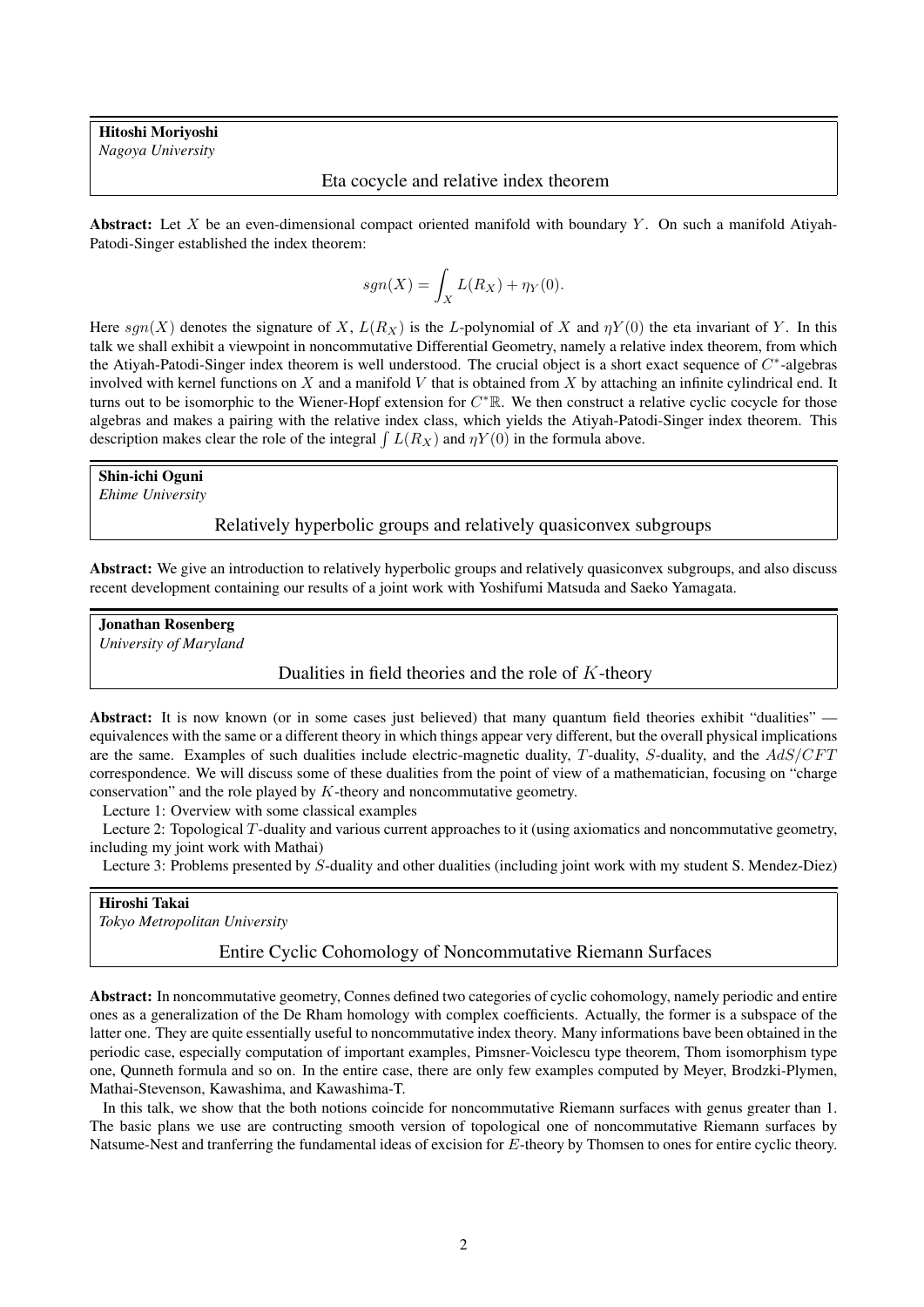**Hitoshi Moriyoshi**
*Nagoya University*

### Eta cocycle and relative index theorem

**Abstract:** Let $X$ be an even-dimensional compact oriented manifold with boundary $Y$. On such a manifold Atiyah-Patodi-Singer established the index theorem:

$$sgn(X) = \int_X L(R_X) + \eta_Y(0).$$

Here $sgn(X)$ denotes the signature of $X$, $L(R_X)$ is the $L$-polynomial of $X$ and $\eta Y(0)$ the eta invariant of $Y$. In this talk we shall exhibit a viewpoint in noncommutative Differential Geometry, namely a relative index theorem, from which the Atiyah-Patodi-Singer index theorem is well understood. The crucial object is a short exact sequence of $C^*$-algebras involved with kernel functions on $X$ and a manifold $V$ that is obtained from $X$ by attaching an infinite cylindrical end. It turns out to be isomorphic to the Wiener-Hopf extension for $C^*\mathbb{R}$. We then construct a relative cyclic cocycle for those algebras and makes a pairing with the relative index class, which yields the Atiyah-Patodi-Singer index theorem. This description makes clear the role of the integral $\int L(R_X)$ and $\eta Y(0)$ in the formula above.

**Shin-ichi Oguni**
*Ehime University*

### Relatively hyperbolic groups and relatively quasiconvex subgroups

**Abstract:** We give an introduction to relatively hyperbolic groups and relatively quasiconvex subgroups, and also discuss recent development containing our results of a joint work with Yoshifumi Matsuda and Saeko Yamagata.

**Jonathan Rosenberg**
*University of Maryland*

### Dualities in field theories and the role of $K$-theory

**Abstract:** It is now known (or in some cases just believed) that many quantum field theories exhibit "dualities" — equivalences with the same or a different theory in which things appear very different, but the overall physical implications are the same. Examples of such dualities include electric-magnetic duality, $T$-duality, $S$-duality, and the $AdS/CFT$ correspondence. We will discuss some of these dualities from the point of view of a mathematician, focusing on "charge conservation" and the role played by $K$-theory and noncommutative geometry.

Lecture 1: Overview with some classical examples

Lecture 2: Topological $T$-duality and various current approaches to it (using axiomatics and noncommutative geometry, including my joint work with Mathai)

Lecture 3: Problems presented by $S$-duality and other dualities (including joint work with my student S. Mendez-Diez)

**Hiroshi Takai**
*Tokyo Metropolitan University*

### Entire Cyclic Cohomology of Noncommutative Riemann Surfaces

**Abstract:** In noncommutative geometry, Connes defined two categories of cyclic cohomology, namely periodic and entire ones as a generalization of the De Rham homology with complex coefficients. Actually, the former is a subspace of the latter one. They are quite essentially useful to noncommutative index theory. Many informations bave been obtained in the periodic case, especially computation of important examples, Pimsner-Voiclescu type theorem, Thom isomorphism type one, Qunneth formula and so on. In the entire case, there are only few examples computed by Meyer, Brodzki-Plymen, Mathai-Stevenson, Kawashima, and Kawashima-T.

In this talk, we show that the both notions coincide for noncommutative Riemann surfaces with genus greater than 1. The basic plans we use are contructing smooth version of topological one of noncommutative Riemann surfaces by Natsume-Nest and tranferring the fundamental ideas of excision for $E$-theory by Thomsen to ones for entire cyclic theory.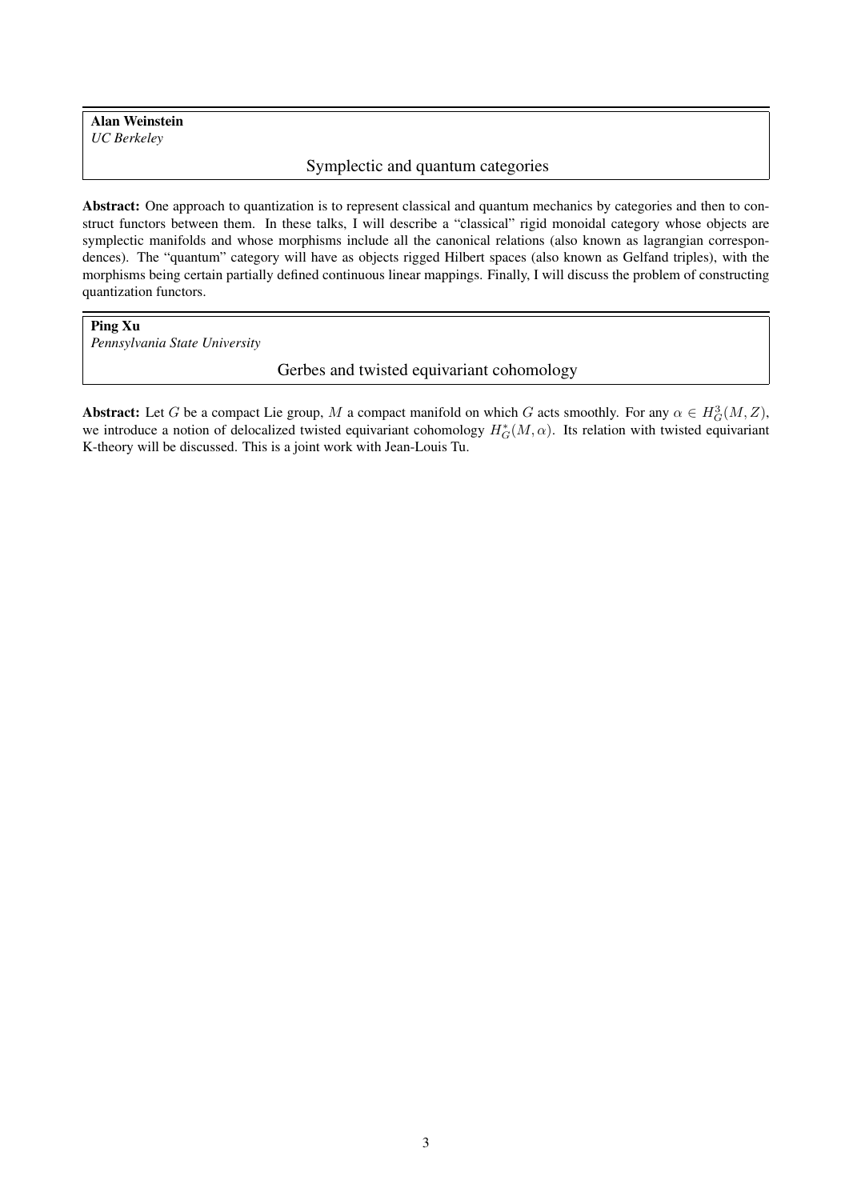**Alan Weinstein**
*UC Berkeley*

## Symplectic and quantum categories

**Abstract:** One approach to quantization is to represent classical and quantum mechanics by categories and then to construct functors between them. In these talks, I will describe a "classical" rigid monoidal category whose objects are symplectic manifolds and whose morphisms include all the canonical relations (also known as lagrangian correspondences). The "quantum" category will have as objects rigged Hilbert spaces (also known as Gelfand triples), with the morphisms being certain partially defined continuous linear mappings. Finally, I will discuss the problem of constructing quantization functors.

**Ping Xu**
*Pennsylvania State University*

## Gerbes and twisted equivariant cohomology

**Abstract:** Let $G$ be a compact Lie group, $M$ a compact manifold on which $G$ acts smoothly. For any $\alpha \in H^3_G(M, Z)$, we introduce a notion of delocalized twisted equivariant cohomology $H^*_G(M, \alpha)$. Its relation with twisted equivariant K-theory will be discussed. This is a joint work with Jean-Louis Tu.